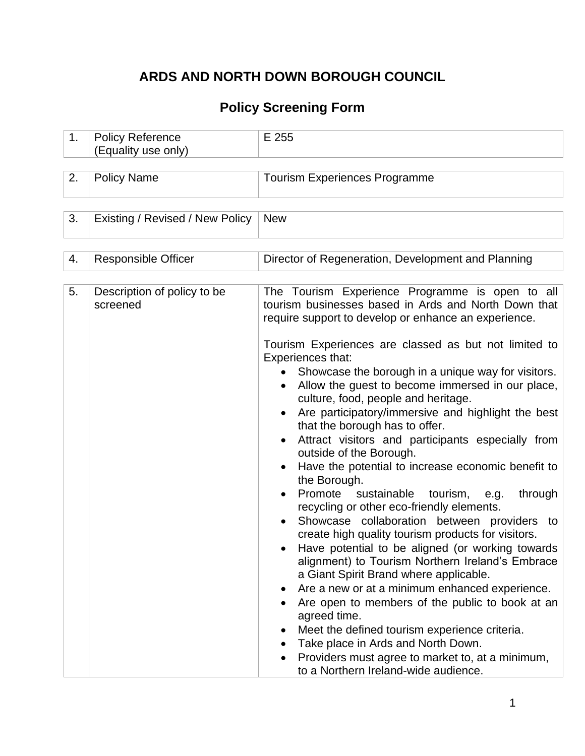# ARDS AND NORTH DOWN BOROUGH COUNCIL

## Policy Screening Form

| | | |
|---|---|---|
| 1. | Policy Reference (Equality use only) | E 255 |
| 2. | Policy Name | Tourism Experiences Programme |
| 3. | Existing / Revised / New Policy | New |
| 4. | Responsible Officer | Director of Regeneration, Development and Planning |
| 5. | Description of policy to be screened | The Tourism Experience Programme is open to all tourism businesses based in Ards and North Down that require support to develop or enhance an experience.<br><br>Tourism Experiences are classed as but not limited to Experiences that:<br>• Showcase the borough in a unique way for visitors.<br>• Allow the guest to become immersed in our place, culture, food, people and heritage.<br>• Are participatory/immersive and highlight the best that the borough has to offer.<br>• Attract visitors and participants especially from outside of the Borough.<br>• Have the potential to increase economic benefit to the Borough.<br>• Promote sustainable tourism, e.g. through recycling or other eco-friendly elements.<br>• Showcase collaboration between providers to create high quality tourism products for visitors.<br>• Have potential to be aligned (or working towards alignment) to Tourism Northern Ireland's Embrace a Giant Spirit Brand where applicable.<br>• Are a new or at a minimum enhanced experience.<br>• Are open to members of the public to book at an agreed time.<br>• Meet the defined tourism experience criteria.<br>• Take place in Ards and North Down.<br>• Providers must agree to market to, at a minimum, to a Northern Ireland-wide audience. |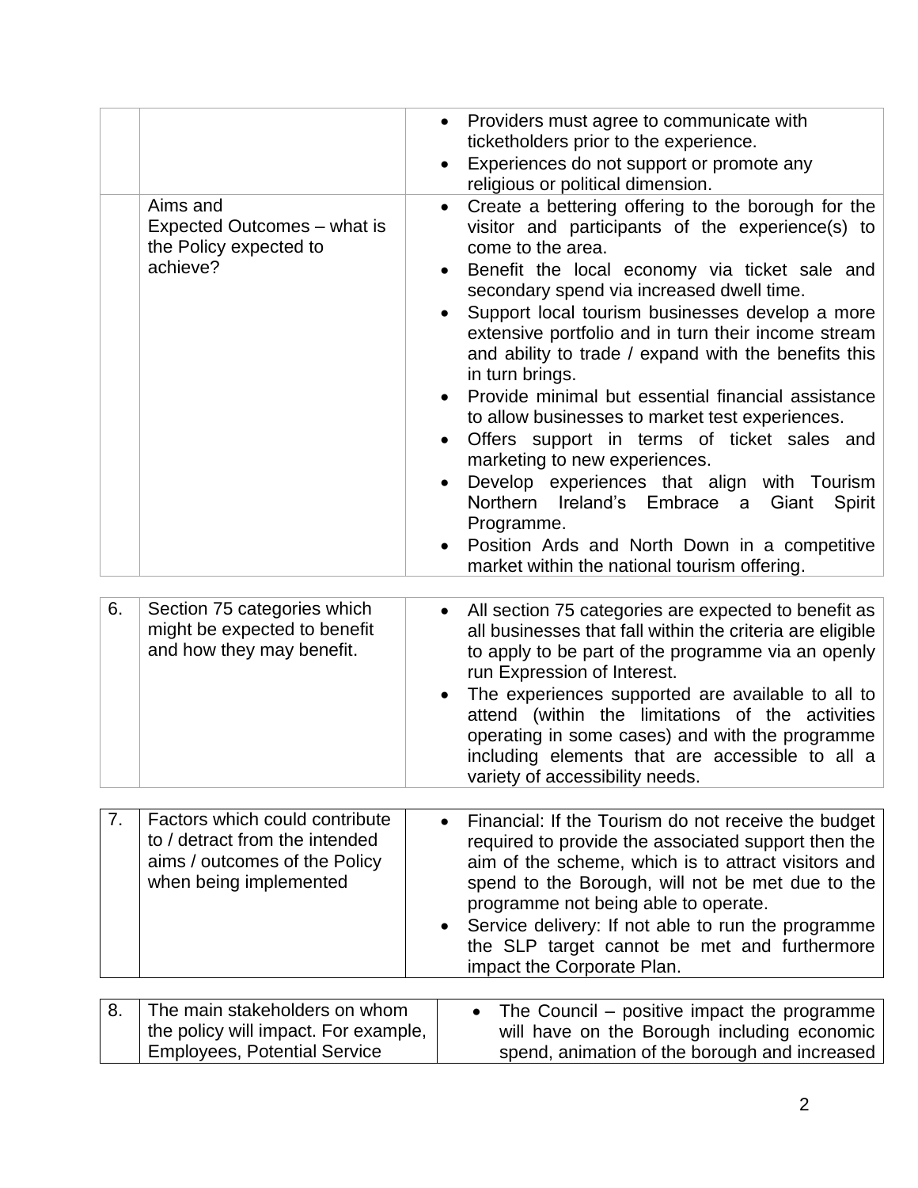| | | |
|---|---|---|
| | | • Providers must agree to communicate with ticketholders prior to the experience.<br>• Experiences do not support or promote any religious or political dimension. |
| | Aims and Expected Outcomes – what is the Policy expected to achieve? | • Create a bettering offering to the borough for the visitor and participants of the experience(s) to come to the area.<br>• Benefit the local economy via ticket sale and secondary spend via increased dwell time.<br>• Support local tourism businesses develop a more extensive portfolio and in turn their income stream and ability to trade / expand with the benefits this in turn brings.<br>• Provide minimal but essential financial assistance to allow businesses to market test experiences.<br>• Offers support in terms of ticket sales and marketing to new experiences.<br>• Develop experiences that align with Tourism Northern Ireland's Embrace a Giant Spirit Programme.<br>• Position Ards and North Down in a competitive market within the national tourism offering. |

| | | |
|---|---|---|
| 6. | Section 75 categories which might be expected to benefit and how they may benefit. | • All section 75 categories are expected to benefit as all businesses that fall within the criteria are eligible to apply to be part of the programme via an openly run Expression of Interest.<br>• The experiences supported are available to all to attend (within the limitations of the activities operating in some cases) and with the programme including elements that are accessible to all a variety of accessibility needs. |

| | | |
|---|---|---|
| 7. | Factors which could contribute to / detract from the intended aims / outcomes of the Policy when being implemented | • Financial: If the Tourism do not receive the budget required to provide the associated support then the aim of the scheme, which is to attract visitors and spend to the Borough, will not be met due to the programme not being able to operate.<br>• Service delivery: If not able to run the programme the SLP target cannot be met and furthermore impact the Corporate Plan. |

| | | |
|---|---|---|
| 8. | The main stakeholders on whom the policy will impact. For example, Employees, Potential Service | • The Council – positive impact the programme will have on the Borough including economic spend, animation of the borough and increased |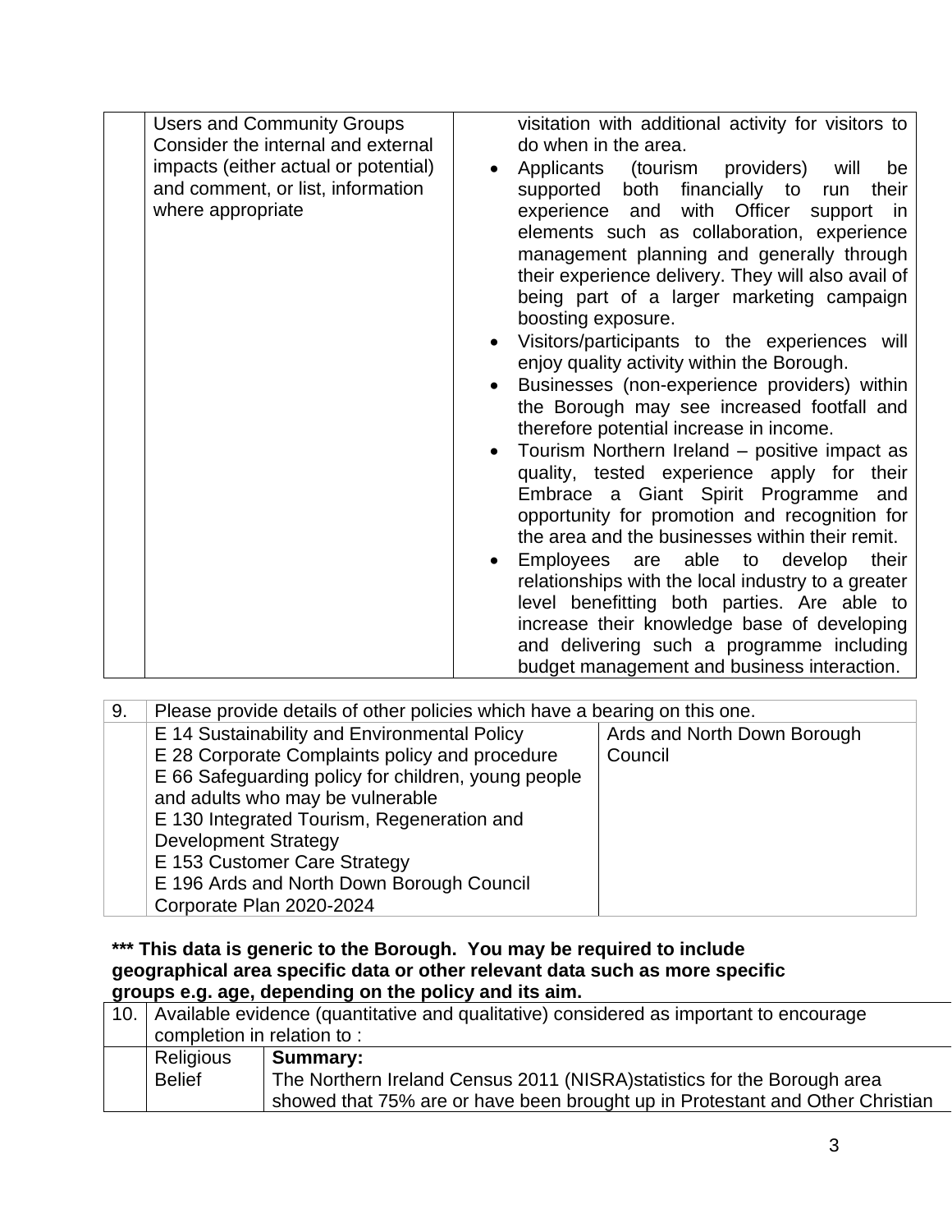| | | |
|---|---|---|
| | Users and Community Groups<br>Consider the internal and external impacts (either actual or potential) and comment, or list, information where appropriate | visitation with additional activity for visitors to do when in the area.<br>• Applicants (tourism providers) will be supported both financially to run their experience and with Officer support in elements such as collaboration, experience management planning and generally through their experience delivery. They will also avail of being part of a larger marketing campaign boosting exposure.<br>• Visitors/participants to the experiences will enjoy quality activity within the Borough.<br>• Businesses (non-experience providers) within the Borough may see increased footfall and therefore potential increase in income.<br>• Tourism Northern Ireland – positive impact as quality, tested experience apply for their Embrace a Giant Spirit Programme and opportunity for promotion and recognition for the area and the businesses within their remit.<br>• Employees are able to develop their relationships with the local industry to a greater level benefitting both parties. Are able to increase their knowledge base of developing and delivering such a programme including budget management and business interaction. |

| 9. | Please provide details of other policies which have a bearing on this one. | |
|---|---|---|
| | E 14 Sustainability and Environmental Policy<br>E 28 Corporate Complaints policy and procedure<br>E 66 Safeguarding policy for children, young people and adults who may be vulnerable<br>E 130 Integrated Tourism, Regeneration and Development Strategy<br>E 153 Customer Care Strategy<br>E 196 Ards and North Down Borough Council Corporate Plan 2020-2024 | Ards and North Down Borough Council |

**\*\*\* This data is generic to the Borough. You may be required to include geographical area specific data or other relevant data such as more specific groups e.g. age, depending on the policy and its aim.**

| 10. | Available evidence (quantitative and qualitative) considered as important to encourage completion in relation to : | |
|---|---|---|
| | Religious Belief | **Summary:**<br>The Northern Ireland Census 2011 (NISRA)statistics for the Borough area showed that 75% are or have been brought up in Protestant and Other Christian |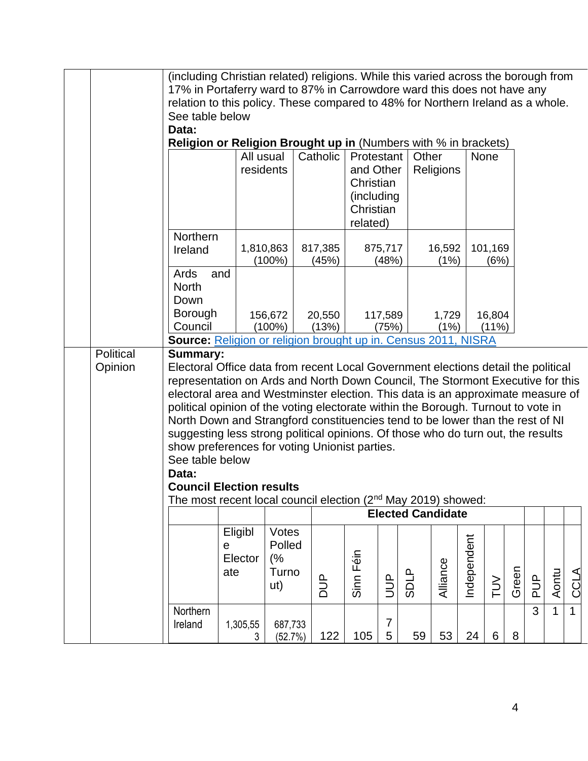| | | (including Christian related) religions. While this varied across the borough from 17% in Portaferry ward to 87% in Carrowdore ward this does not have any relation to this policy. These compared to 48% for Northern Ireland as a whole.<br>See table below<br>**Data:** |
|---|---|---|

**Religion or Religion Brought up in** (Numbers with % in brackets)

| | All usual residents | Catholic | Protestant and Other Christian (including Christian related) | Other Religions | None |
|---|---|---|---|---|---|
| Northern Ireland | 1,810,863 (100%) | 817,385 (45%) | 875,717 (48%) | 16,592 (1%) | 101,169 (6%) |
| Ards and North Down Borough Council | 156,672 (100%) | 20,550 (13%) | 117,589 (75%) | 1,729 (1%) | 16,804 (11%) |

**Source:** [Religion or religion brought up in. Census 2011, NISRA]()

**Political Opinion**

**Summary:**

Electoral Office data from recent Local Government elections detail the political representation on Ards and North Down Council, The Stormont Executive for this electoral area and Westminster election. This data is an approximate measure of political opinion of the voting electorate within the Borough. Turnout to vote in North Down and Strangford constituencies tend to be lower than the rest of NI suggesting less strong political opinions. Of those who do turn out, the results show preferences for voting Unionist parties.

See table below

**Data:**

**Council Election results**

The most recent local council election (2nd May 2019) showed:

| | | | Elected Candidate | | | | | | | | | | | |
|---|---|---|---|---|---|---|---|---|---|---|---|---|---|---|
| | Eligible Electorate | Votes Polled (% Turnout) | DUP | Sinn Féin | UUP | SDLP | Alliance | Independent | TUV | Green | PUP | Aontu | CCLA |
| Northern Ireland | 1,305,553 | 687,733 (52.7%) | 122 | 105 | 75 | 59 | 53 | 24 | 6 | 8 | 3 | 1 | 1 |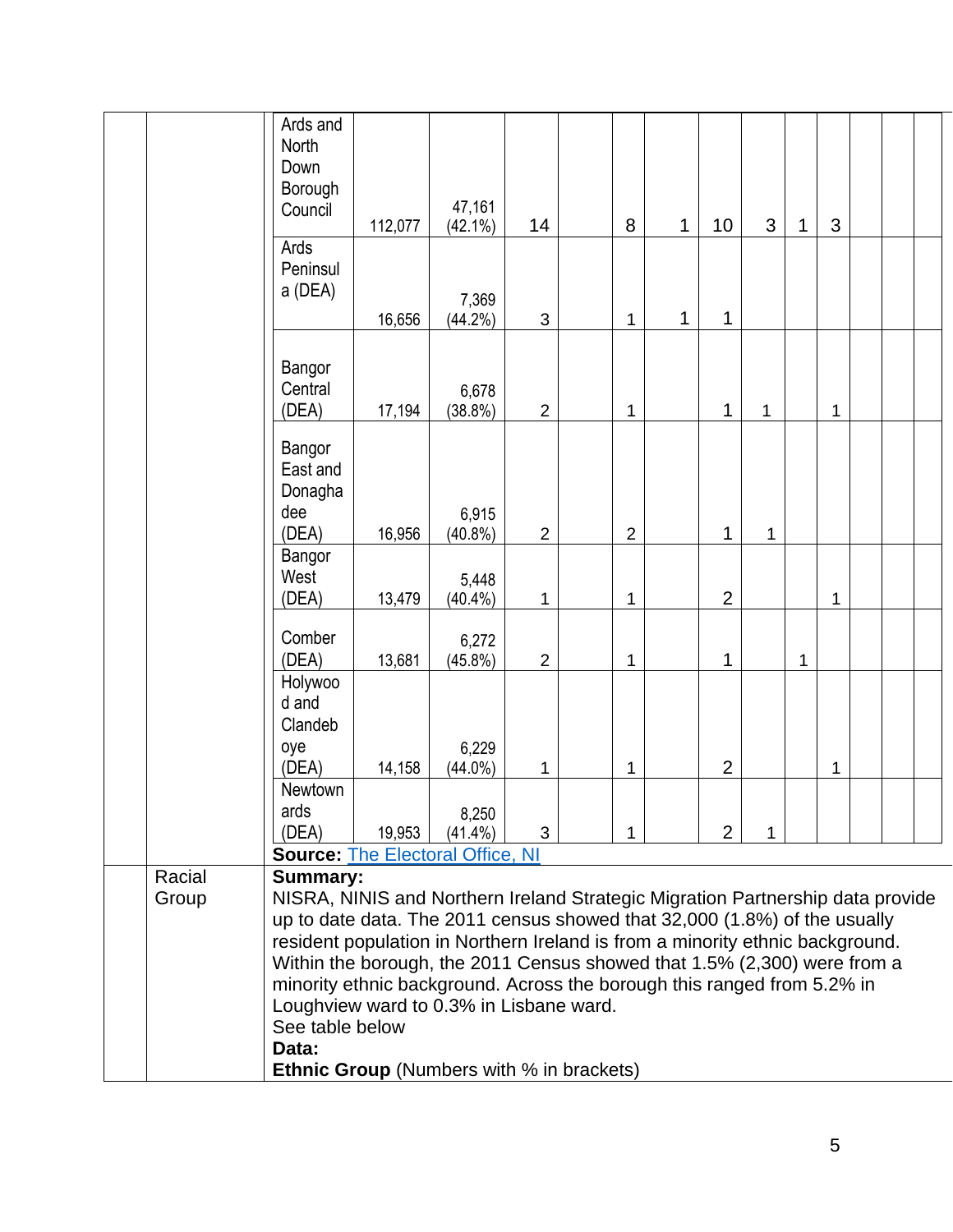| | | | | | | | | | | | | | |
|---|---|---|---|---|---|---|---|---|---|---|---|---|---|
| Ards and North Down Borough Council | 112,077 | 47,161 (42.1%) | 14 | | 8 | 1 | 10 | 3 | 1 | 3 | | | |
| Ards Peninsula (DEA) | 16,656 | 7,369 (44.2%) | 3 | | 1 | 1 | 1 | | | | | | |
| Bangor Central (DEA) | 17,194 | 6,678 (38.8%) | 2 | | 1 | | 1 | 1 | | 1 | | | |
| Bangor East and Donaghadee (DEA) | 16,956 | 6,915 (40.8%) | 2 | | 2 | | 1 | 1 | | | | | |
| Bangor West (DEA) | 13,479 | 5,448 (40.4%) | 1 | | 1 | | 2 | | | 1 | | | |
| Comber (DEA) | 13,681 | 6,272 (45.8%) | 2 | | 1 | | 1 | | 1 | | | | |
| Holywood and Clandeboye (DEA) | 14,158 | 6,229 (44.0%) | 1 | | 1 | | 2 | | | 1 | | | |
| Newtownards (DEA) | 19,953 | 8,250 (41.4%) | 3 | | 1 | | 2 | 1 | | | | | |

**Source:** The Electoral Office, NI

| | Racial Group | **Summary:**<br>NISRA, NINIS and Northern Ireland Strategic Migration Partnership data provide up to date data. The 2011 census showed that 32,000 (1.8%) of the usually resident population in Northern Ireland is from a minority ethnic background. Within the borough, the 2011 Census showed that 1.5% (2,300) were from a minority ethnic background. Across the borough this ranged from 5.2% in Loughview ward to 0.3% in Lisbane ward.<br>See table below<br>**Data:**<br>**Ethnic Group** (Numbers with % in brackets) |
|---|---|---|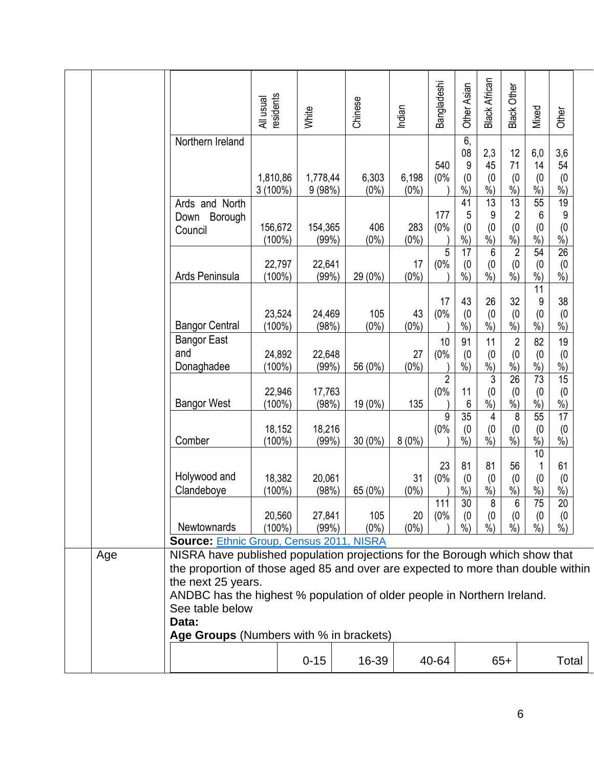| | All usual residents | White | Chinese | Indian | Bangladeshi | Other Asian | Black African | Black Other | Mixed | Other |
|---|---|---|---|---|---|---|---|---|---|---|
| Northern Ireland | 1,810,863 (100%) | 1,778,449 (98%) | 6,303 (0%) | 6,198 (0%) | 540 (0%) | 6,089 (0%) | 2,345 (0%) | 1271 (0%) | 6,014 (0%) | 3,654 (0%) |
| Ards and North Down Borough Council | 156,672 (100%) | 154,365 (99%) | 406 (0%) | 283 (0%) | 177 (0%) | 415 (0%) | 139 (0%) | 132 (0%) | 556 (0%) | 199 (0%) |
| Ards Peninsula | 22,797 (100%) | 22,641 (99%) | 29 (0%) | 17 (0%) | 5 (0%) | 17 (0%) | 6 (0%) | 2 (0%) | 54 (0%) | 26 (0%) |
| Bangor Central | 23,524 (100%) | 24,469 (98%) | 105 (0%) | 43 (0%) | 17 (0%) | 43 (0%) | 26 (0%) | 32 (0%) | 119 (0%) | 38 (0%) |
| Bangor East and Donaghadee | 24,892 (100%) | 22,648 (99%) | 56 (0%) | 27 (0%) | 10 (0%) | 91 (0%) | 11 (0%) | 2 (0%) | 82 (0%) | 19 (0%) |
| Bangor West | 22,946 (100%) | 17,763 (98%) | 19 (0%) | 135 | 2 (0%) | 116 | 3 (0%) | 26 (0%) | 73 (0%) | 15 (0%) |
| Comber | 18,152 (100%) | 18,216 (99%) | 30 (0%) | 8 (0%) | 9 (0%) | 35 (0%) | 4 (0%) | 8 (0%) | 55 (0%) | 17 (0%) |
| Holywood and Clandeboye | 18,382 (100%) | 20,061 (98%) | 65 (0%) | 31 (0%) | 23 (0%) | 81 (0%) | 81 (0%) | 56 (0%) | 101 (0%) | 61 (0%) |
| Newtownards | 20,560 (100%) | 27,841 (99%) | 105 (0%) | 20 (0%) | 111 (0%) | 30 (0%) | 8 (0%) | 6 (0%) | 75 (0%) | 20 (0%) |

**Source:** Ethnic Group, Census 2011, NISRA

Age

NISRA have published population projections for the Borough which show that the proportion of those aged 85 and over are expected to more than double within the next 25 years.

ANDBC has the highest % population of older people in Northern Ireland.

See table below

**Data:**

**Age Groups** (Numbers with % in brackets)

| | 0-15 | 16-39 | 40-64 | 65+ | Total |
|---|---|---|---|---|---|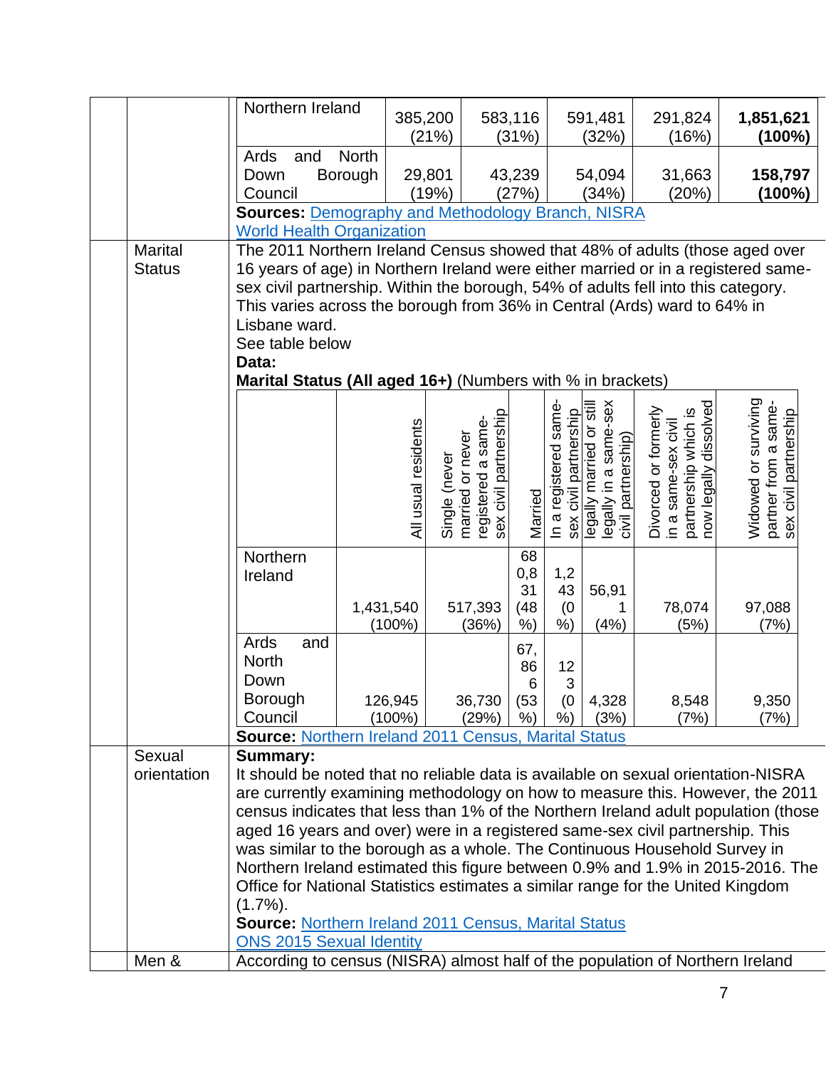| | 
|---|---|---|---|---|---|
| Northern Ireland | 385,200 (21%) | 583,116 (31%) | 591,481 (32%) | 291,824 (16%) | **1,851,621 (100%)** |
| Ards and North Down Borough Council | 29,801 (19%) | 43,239 (27%) | 54,094 (34%) | 31,663 (20%) | **158,797 (100%)** |

**Sources:** Demography and Methodology Branch, NISRA
World Health Organization

**Marital Status**

The 2011 Northern Ireland Census showed that 48% of adults (those aged over 16 years of age) in Northern Ireland were either married or in a registered same-sex civil partnership. Within the borough, 54% of adults fell into this category. This varies across the borough from 36% in Central (Ards) ward to 64% in Lisbane ward.

See table below

**Data:**

**Marital Status (All aged 16+)** (Numbers with % in brackets)

| | All usual residents | Single (never married or never registered a same-sex civil partnership | Married | In a registered same-sex civil partnership | legally married or still legally in a same-sex civil partnership) | Divorced or formerly in a same-sex civil partnership which is now legally dissolved | Widowed or surviving partner from a same-sex civil partnership |
|---|---|---|---|---|---|---|---|
| Northern Ireland | 1,431,540 (100%) | 517,393 (36%) | 680,831 (48%) | 1,243 (0%) | 56,911 (4%) | 78,074 (5%) | 97,088 (7%) |
| Ards and North Down Borough Council | 126,945 (100%) | 36,730 (29%) | 67,866 (53%) | 123 (0%) | 4,328 (3%) | 8,548 (7%) | 9,350 (7%) |

**Source:** Northern Ireland 2011 Census, Marital Status

**Sexual orientation**

**Summary:**

It should be noted that no reliable data is available on sexual orientation-NISRA are currently examining methodology on how to measure this. However, the 2011 census indicates that less than 1% of the Northern Ireland adult population (those aged 16 years and over) were in a registered same-sex civil partnership. This was similar to the borough as a whole. The Continuous Household Survey in Northern Ireland estimated this figure between 0.9% and 1.9% in 2015-2016. The Office for National Statistics estimates a similar range for the United Kingdom (1.7%).

**Source:** Northern Ireland 2011 Census, Marital Status
ONS 2015 Sexual Identity

**Men &**

According to census (NISRA) almost half of the population of Northern Ireland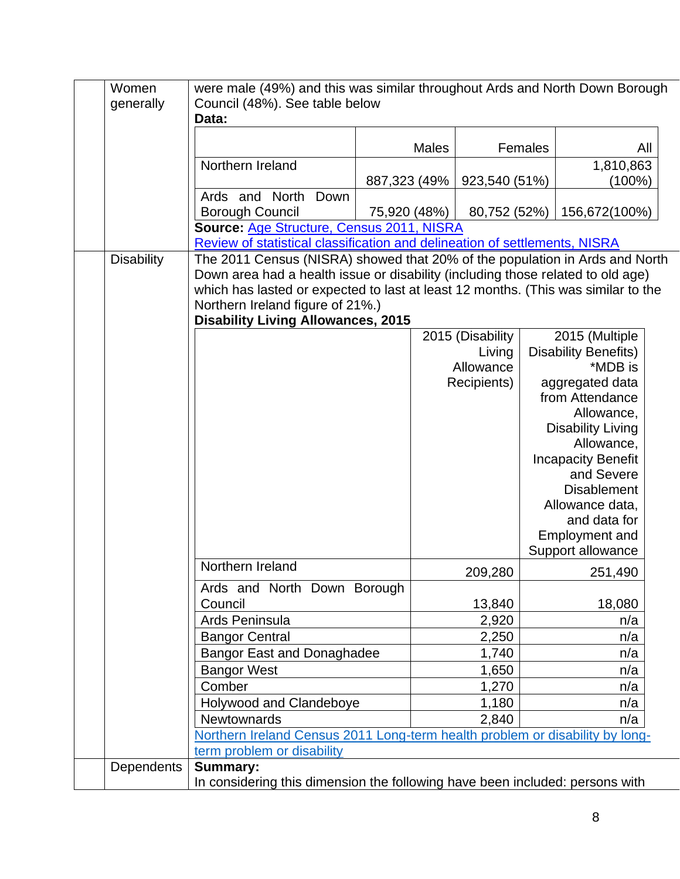| | | |
|---|---|---|
| | Women generally | were male (49%) and this was similar throughout Ards and North Down Borough Council (48%). See table below<br>**Data:** |

| | Males | Females | All |
|---|---|---|---|
| Northern Ireland | 887,323 (49% | 923,540 (51%) | 1,810,863 (100%) |
| Ards and North Down Borough Council | 75,920 (48%) | 80,752 (52%) | 156,672(100%) |

**Source:** [Age Structure, Census 2011, NISRA](#)
[Review of statistical classification and delineation of settlements, NISRA](#)

| | | |
|---|---|---|
| | Disability | The 2011 Census (NISRA) showed that 20% of the population in Ards and North Down area had a health issue or disability (including those related to old age) which has lasted or expected to last at least 12 months. (This was similar to the Northern Ireland figure of 21%.) |

**Disability Living Allowances, 2015**

| | 2015 (Disability Living Allowance Recipients) | 2015 (Multiple Disability Benefits) *MDB is aggregated data from Attendance Allowance, Disability Living Allowance, Incapacity Benefit and Severe Disablement Allowance data, and data for Employment and Support allowance |
|---|---|---|
| Northern Ireland | 209,280 | 251,490 |
| Ards and North Down Borough Council | 13,840 | 18,080 |
| Ards Peninsula | 2,920 | n/a |
| Bangor Central | 2,250 | n/a |
| Bangor East and Donaghadee | 1,740 | n/a |
| Bangor West | 1,650 | n/a |
| Comber | 1,270 | n/a |
| Holywood and Clandeboye | 1,180 | n/a |
| Newtownards | 2,840 | n/a |

[Northern Ireland Census 2011 Long-term health problem or disability by long-term problem or disability](#)

| | | |
|---|---|---|
| | Dependents | **Summary:**<br>In considering this dimension the following have been included: persons with |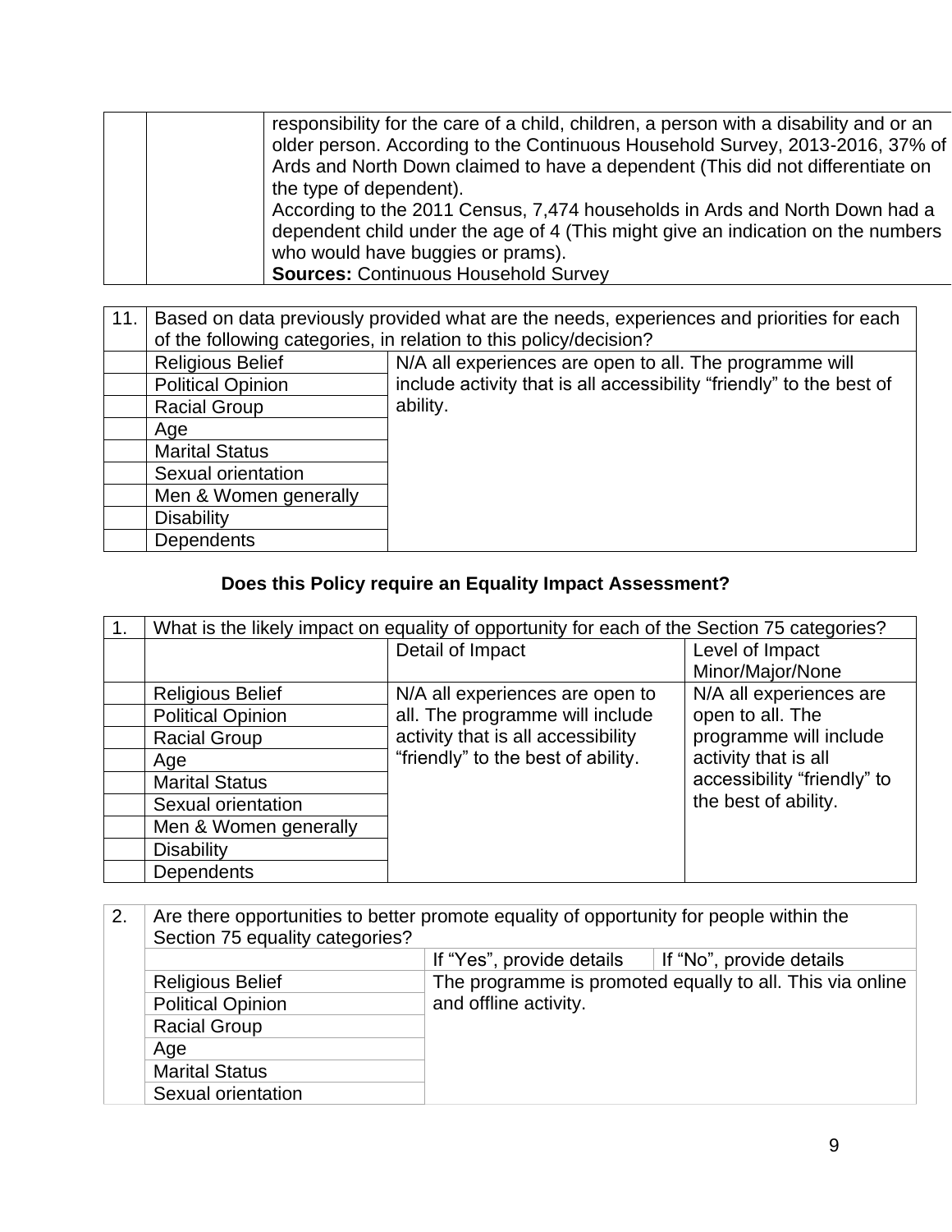| | | responsibility for the care of a child, children, a person with a disability and or an older person. According to the Continuous Household Survey, 2013-2016, 37% of Ards and North Down claimed to have a dependent (This did not differentiate on the type of dependent).<br>According to the 2011 Census, 7,474 households in Ards and North Down had a dependent child under the age of 4 (This might give an indication on the numbers who would have buggies or prams).<br>**Sources:** Continuous Household Survey |
|---|---|---|

| 11. | Based on data previously provided what are the needs, experiences and priorities for each of the following categories, in relation to this policy/decision? | |
|---|---|---|
| | Religious Belief | N/A all experiences are open to all. The programme will include activity that is all accessibility "friendly" to the best of ability. |
| | Political Opinion | |
| | Racial Group | |
| | Age | |
| | Marital Status | |
| | Sexual orientation | |
| | Men & Women generally | |
| | Disability | |
| | Dependents | |

**Does this Policy require an Equality Impact Assessment?**

| 1. | What is the likely impact on equality of opportunity for each of the Section 75 categories? | | |
|---|---|---|---|
| | | Detail of Impact | Level of Impact Minor/Major/None |
| | Religious Belief | N/A all experiences are open to all. The programme will include activity that is all accessibility "friendly" to the best of ability. | N/A all experiences are open to all. The programme will include activity that is all accessibility "friendly" to the best of ability. |
| | Political Opinion | | |
| | Racial Group | | |
| | Age | | |
| | Marital Status | | |
| | Sexual orientation | | |
| | Men & Women generally | | |
| | Disability | | |
| | Dependents | | |

| 2. | Are there opportunities to better promote equality of opportunity for people within the Section 75 equality categories? | | |
|---|---|---|---|
| | | If "Yes", provide details | If "No", provide details |
| | Religious Belief | The programme is promoted equally to all. This via online and offline activity. | |
| | Political Opinion | | |
| | Racial Group | | |
| | Age | | |
| | Marital Status | | |
| | Sexual orientation | | |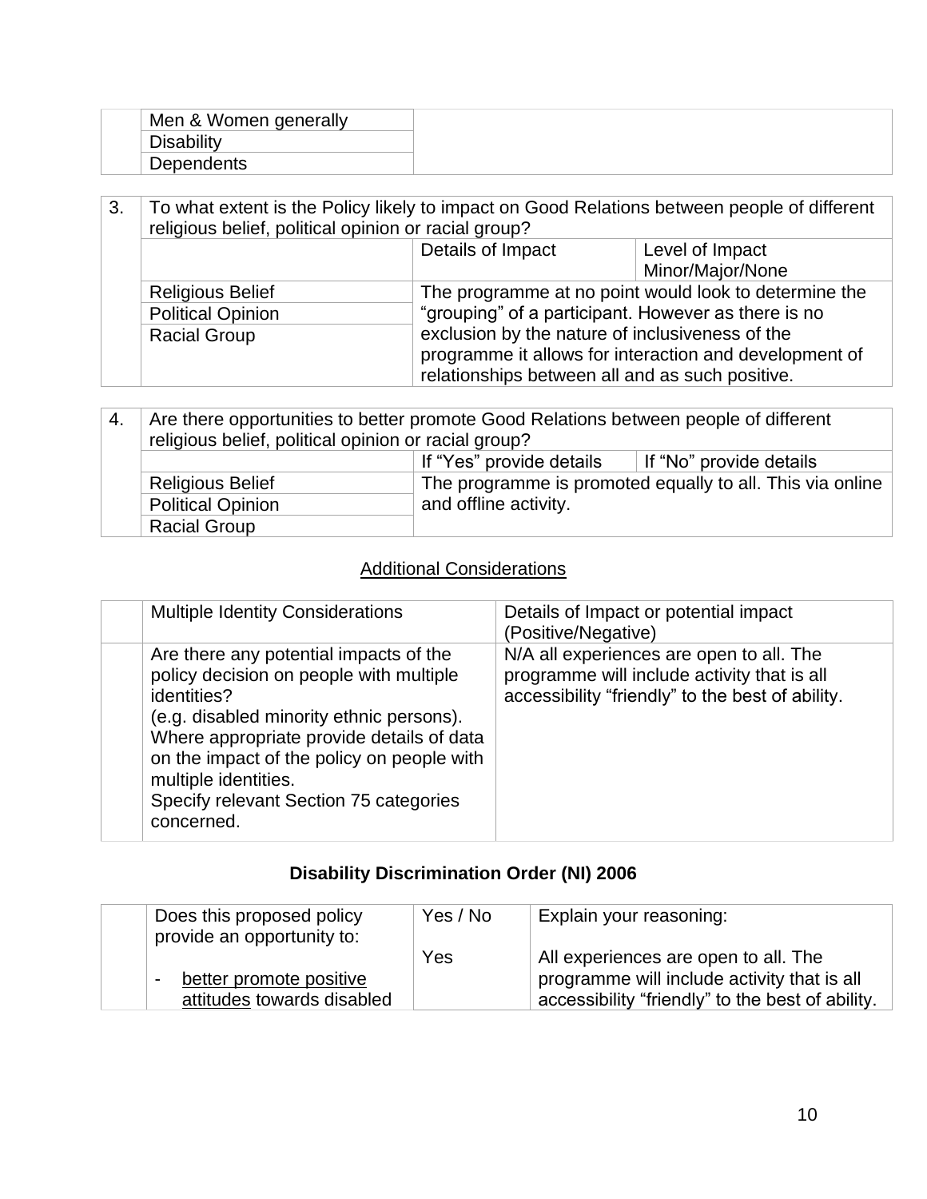| | | |
|---|---|---|
| | Men & Women generally | |
| | Disability | |
| | Dependents | |

| 3. | To what extent is the Policy likely to impact on Good Relations between people of different religious belief, political opinion or racial group? | | |
|---|---|---|---|
| | | Details of Impact | Level of Impact Minor/Major/None |
| | Religious Belief | The programme at no point would look to determine the “grouping” of a participant. However as there is no exclusion by the nature of inclusiveness of the programme it allows for interaction and development of relationships between all and as such positive. | |
| | Political Opinion | | |
| | Racial Group | | |

| 4. | Are there opportunities to better promote Good Relations between people of different religious belief, political opinion or racial group? | | |
|---|---|---|---|
| | | If “Yes” provide details | If “No” provide details |
| | Religious Belief | The programme is promoted equally to all. This via online and offline activity. | |
| | Political Opinion | | |
| | Racial Group | | |

## Additional Considerations

| | Multiple Identity Considerations | Details of Impact or potential impact (Positive/Negative) |
|---|---|---|
| | Are there any potential impacts of the policy decision on people with multiple identities? (e.g. disabled minority ethnic persons). Where appropriate provide details of data on the impact of the policy on people with multiple identities. Specify relevant Section 75 categories concerned. | N/A all experiences are open to all. The programme will include activity that is all accessibility “friendly” to the best of ability. |

## Disability Discrimination Order (NI) 2006

| | Does this proposed policy provide an opportunity to: | Yes / No | Explain your reasoning: |
|---|---|---|---|
| | - better promote positive attitudes towards disabled | Yes | All experiences are open to all. The programme will include activity that is all accessibility “friendly” to the best of ability. |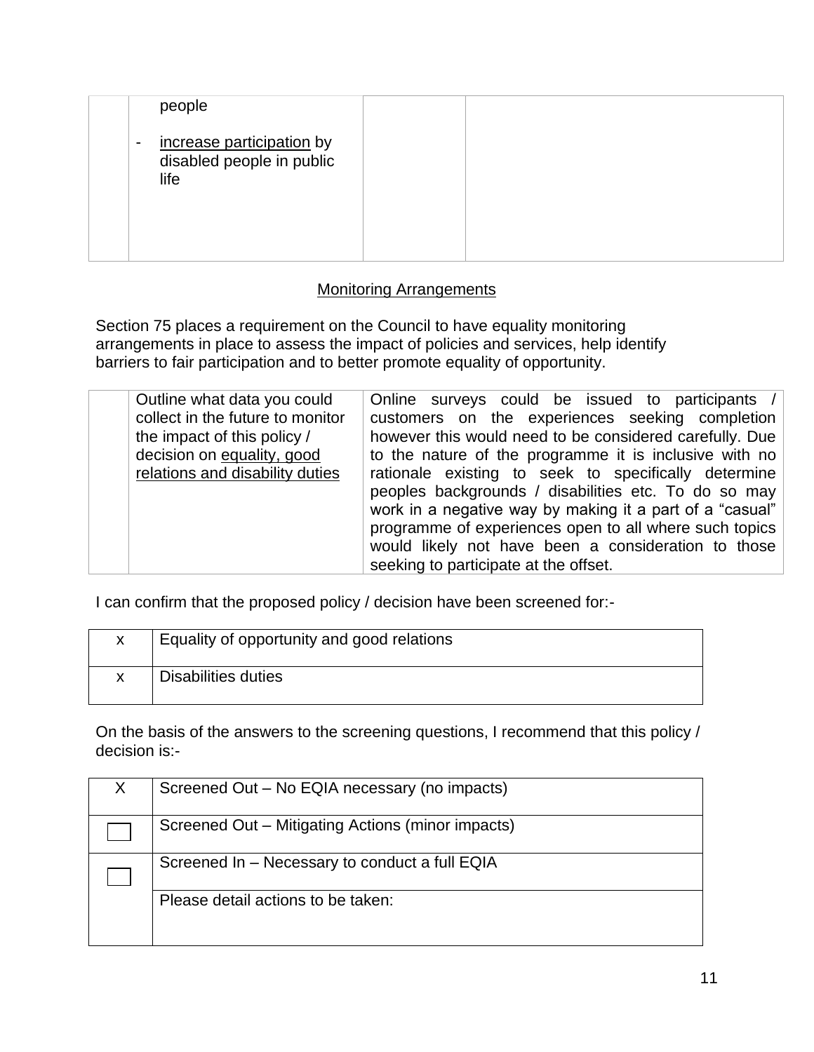| | people<br><br>- increase participation by disabled people in public life | | |
|---|---|---|---|

## Monitoring Arrangements

Section 75 places a requirement on the Council to have equality monitoring arrangements in place to assess the impact of policies and services, help identify barriers to fair participation and to better promote equality of opportunity.

| | Outline what data you could collect in the future to monitor the impact of this policy / decision on equality, good relations and disability duties | Online surveys could be issued to participants / customers on the experiences seeking completion however this would need to be considered carefully. Due to the nature of the programme it is inclusive with no rationale existing to seek to specifically determine peoples backgrounds / disabilities etc. To do so may work in a negative way by making it a part of a "casual" programme of experiences open to all where such topics would likely not have been a consideration to those seeking to participate at the offset. |
|---|---|---|

I can confirm that the proposed policy / decision have been screened for:-

| | |
|---|---|
| x | Equality of opportunity and good relations |
| x | Disabilities duties |

On the basis of the answers to the screening questions, I recommend that this policy / decision is:-

| | |
|---|---|
| X | Screened Out – No EQIA necessary (no impacts) |
| ☐ | Screened Out – Mitigating Actions (minor impacts) |
| ☐ | Screened In – Necessary to conduct a full EQIA |
| | Please detail actions to be taken: |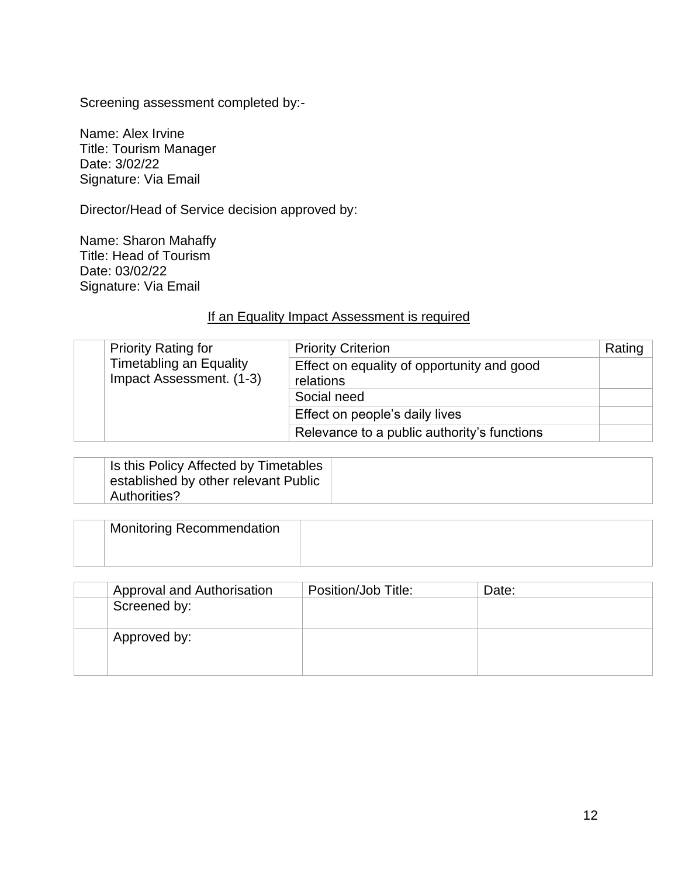Screening assessment completed by:-

Name: Alex Irvine
Title: Tourism Manager
Date: 3/02/22
Signature: Via Email

Director/Head of Service decision approved by:

Name: Sharon Mahaffy
Title: Head of Tourism
Date: 03/02/22
Signature: Via Email

If an Equality Impact Assessment is required

| | | | |
|---|---|---|---|
| | Priority Rating for Timetabling an Equality Impact Assessment. (1-3) | Priority Criterion | Rating |
| | | Effect on equality of opportunity and good relations | |
| | | Social need | |
| | | Effect on people's daily lives | |
| | | Relevance to a public authority's functions | |

| | | |
|---|---|---|
| | Is this Policy Affected by Timetables established by other relevant Public Authorities? | |

| | | |
|---|---|---|
| | Monitoring Recommendation | |

| | Approval and Authorisation | Position/Job Title: | Date: |
|---|---|---|---|
| | Screened by: | | |
| | Approved by: | | |